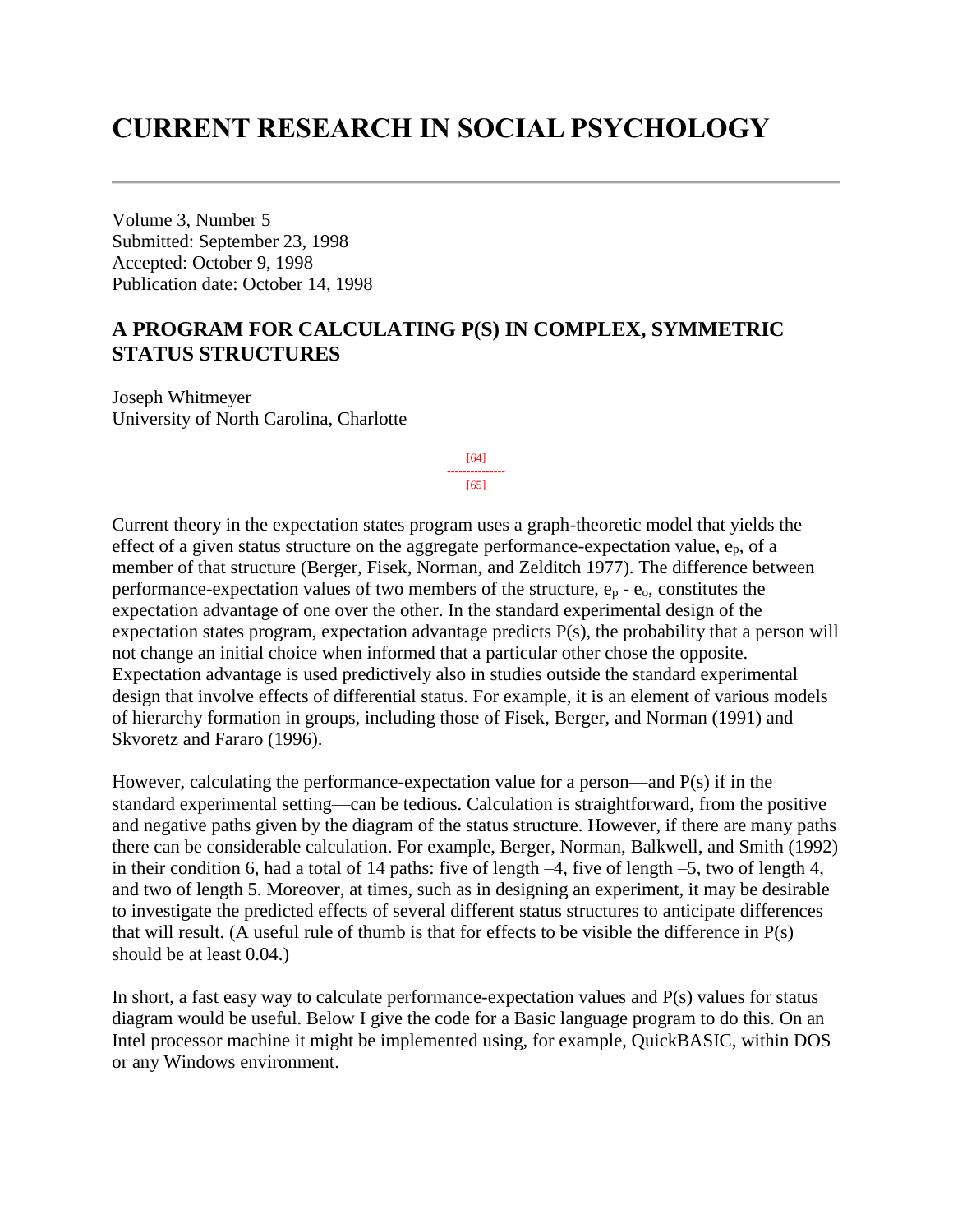# CURRENT RESEARCH IN SOCIAL PSYCHOLOGY

Volume 3, Number 5
Submitted: September 23, 1998
Accepted: October 9, 1998
Publication date: October 14, 1998

## A PROGRAM FOR CALCULATING P(S) IN COMPLEX, SYMMETRIC STATUS STRUCTURES

Joseph Whitmeyer
University of North Carolina, Charlotte

[64]
--------------
[65]

Current theory in the expectation states program uses a graph-theoretic model that yields the effect of a given status structure on the aggregate performance-expectation value, $e_p$, of a member of that structure (Berger, Fisek, Norman, and Zelditch 1977). The difference between performance-expectation values of two members of the structure, $e_p - e_o$, constitutes the expectation advantage of one over the other. In the standard experimental design of the expectation states program, expectation advantage predicts P(s), the probability that a person will not change an initial choice when informed that a particular other chose the opposite. Expectation advantage is used predictively also in studies outside the standard experimental design that involve effects of differential status. For example, it is an element of various models of hierarchy formation in groups, including those of Fisek, Berger, and Norman (1991) and Skvoretz and Fararo (1996).

However, calculating the performance-expectation value for a person—and P(s) if in the standard experimental setting—can be tedious. Calculation is straightforward, from the positive and negative paths given by the diagram of the status structure. However, if there are many paths there can be considerable calculation. For example, Berger, Norman, Balkwell, and Smith (1992) in their condition 6, had a total of 14 paths: five of length –4, five of length –5, two of length 4, and two of length 5. Moreover, at times, such as in designing an experiment, it may be desirable to investigate the predicted effects of several different status structures to anticipate differences that will result. (A useful rule of thumb is that for effects to be visible the difference in P(s) should be at least 0.04.)

In short, a fast easy way to calculate performance-expectation values and P(s) values for status diagram would be useful. Below I give the code for a Basic language program to do this. On an Intel processor machine it might be implemented using, for example, QuickBASIC, within DOS or any Windows environment.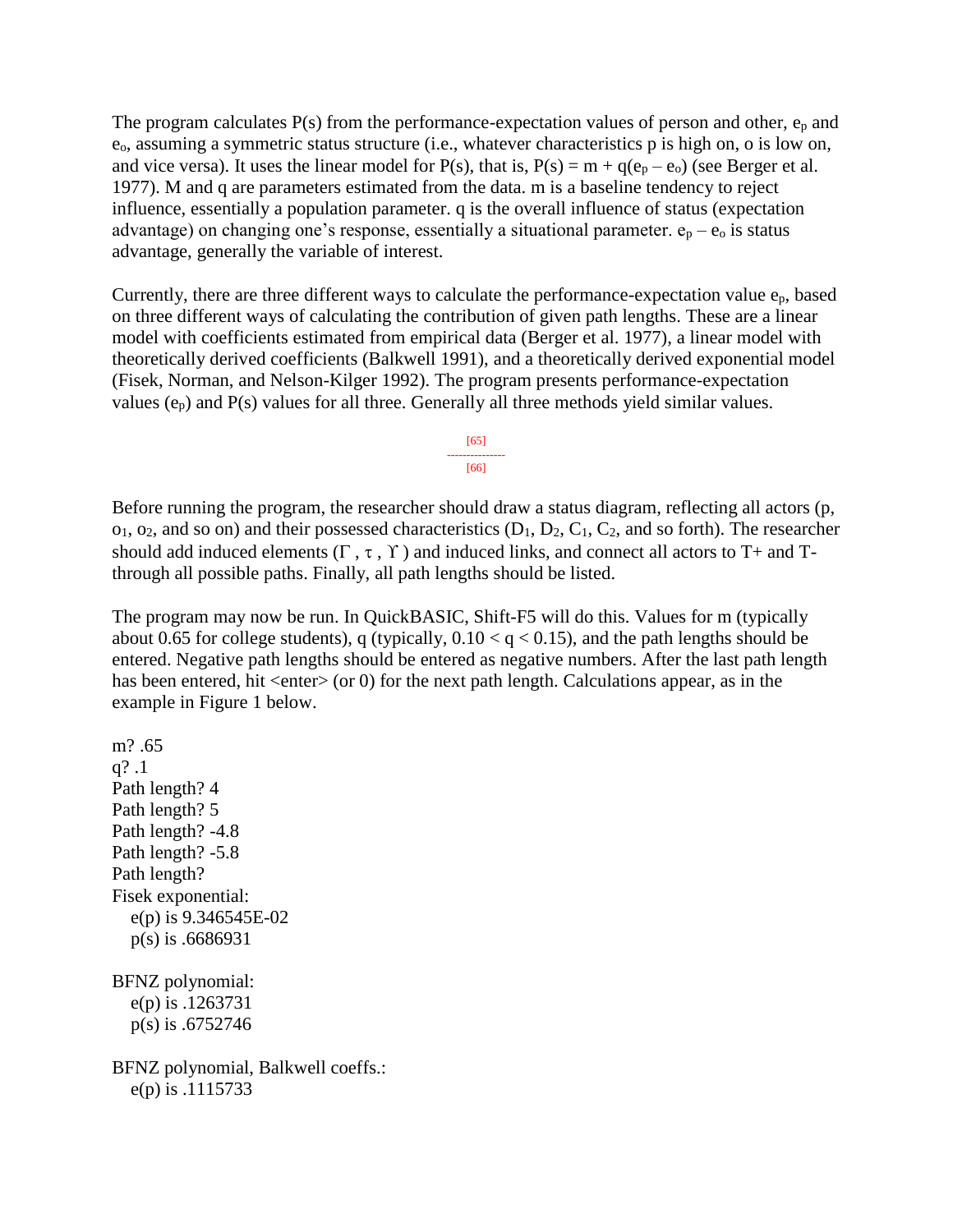The program calculates P(s) from the performance-expectation values of person and other, $e_p$ and $e_o$, assuming a symmetric status structure (i.e., whatever characteristics p is high on, o is low on, and vice versa). It uses the linear model for P(s), that is, $P(s) = m + q(e_p – e_o)$ (see Berger et al. 1977). M and q are parameters estimated from the data. m is a baseline tendency to reject influence, essentially a population parameter. q is the overall influence of status (expectation advantage) on changing one's response, essentially a situational parameter. $e_p – e_o$ is status advantage, generally the variable of interest.

Currently, there are three different ways to calculate the performance-expectation value $e_p$, based on three different ways of calculating the contribution of given path lengths. These are a linear model with coefficients estimated from empirical data (Berger et al. 1977), a linear model with theoretically derived coefficients (Balkwell 1991), and a theoretically derived exponential model (Fisek, Norman, and Nelson-Kilger 1992). The program presents performance-expectation values ($e_p$) and P(s) values for all three. Generally all three methods yield similar values.

[65]
---------------
[66]

Before running the program, the researcher should draw a status diagram, reflecting all actors (p, $o_1$, $o_2$, and so on) and their possessed characteristics ($D_1$, $D_2$, $C_1$, $C_2$, and so forth). The researcher should add induced elements ($\Gamma$ , $\tau$ , $\Upsilon$ ) and induced links, and connect all actors to T+ and T- through all possible paths. Finally, all path lengths should be listed.

The program may now be run. In QuickBASIC, Shift-F5 will do this. Values for m (typically about 0.65 for college students), q (typically, $0.10 < q < 0.15$), and the path lengths should be entered. Negative path lengths should be entered as negative numbers. After the last path length has been entered, hit <enter> (or 0) for the next path length. Calculations appear, as in the example in Figure 1 below.

```
m? .65
q? .1
Path length? 4
Path length? 5
Path length? -4.8
Path length? -5.8
Path length?
Fisek exponential:
   e(p) is 9.346545E-02
   p(s) is .6686931

BFNZ polynomial:
   e(p) is .1263731
   p(s) is .6752746

BFNZ polynomial, Balkwell coeffs.:
   e(p) is .1115733
```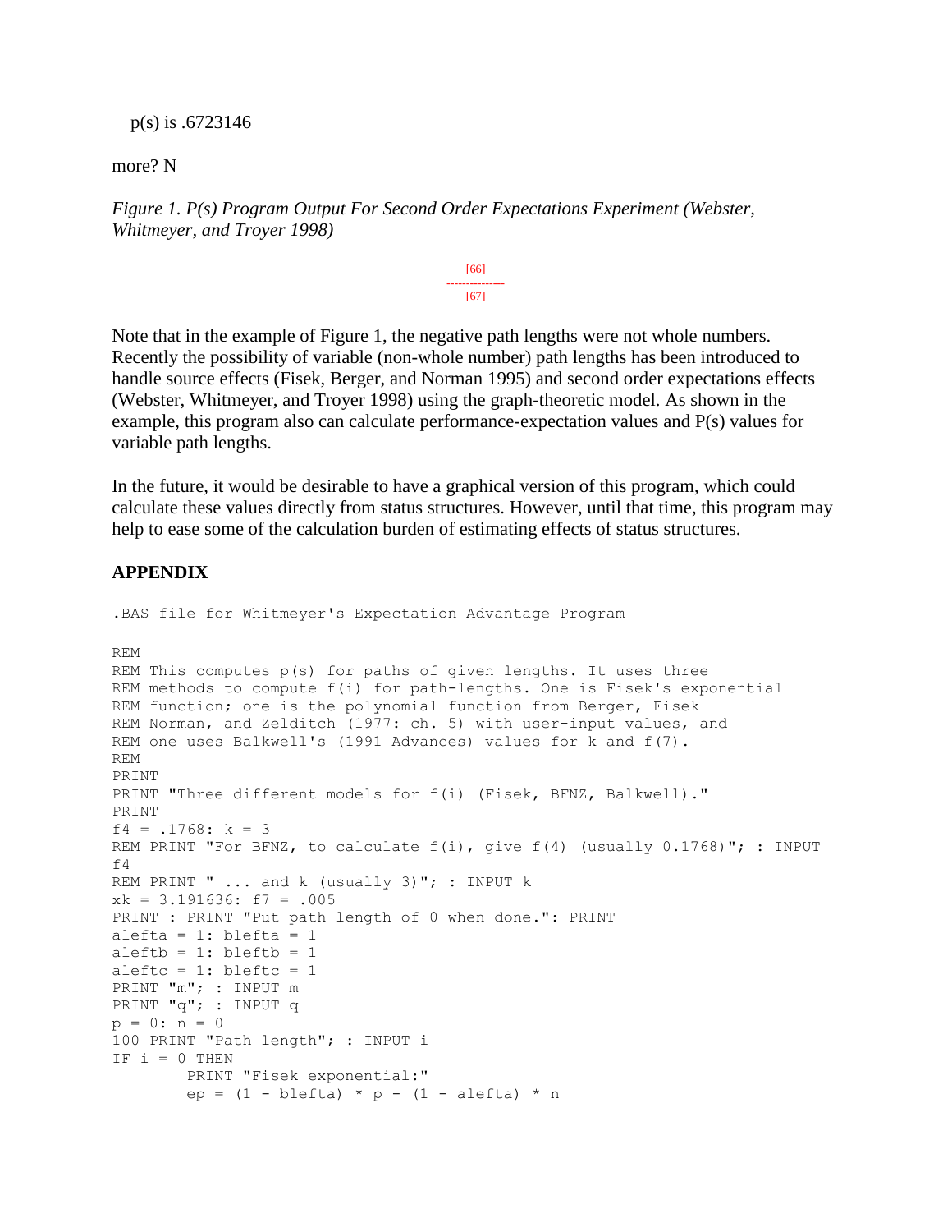p(s) is .6723146

more? N

*Figure 1. P(s) Program Output For Second Order Expectations Experiment (Webster, Whitmeyer, and Troyer 1998)*

Note that in the example of Figure 1, the negative path lengths were not whole numbers. Recently the possibility of variable (non-whole number) path lengths has been introduced to handle source effects (Fisek, Berger, and Norman 1995) and second order expectations effects (Webster, Whitmeyer, and Troyer 1998) using the graph-theoretic model. As shown in the example, this program also can calculate performance-expectation values and P(s) values for variable path lengths.

In the future, it would be desirable to have a graphical version of this program, which could calculate these values directly from status structures. However, until that time, this program may help to ease some of the calculation burden of estimating effects of status structures.

## APPENDIX

```
.BAS file for Whitmeyer's Expectation Advantage Program

REM
REM This computes p(s) for paths of given lengths. It uses three
REM methods to compute f(i) for path-lengths. One is Fisek's exponential
REM function; one is the polynomial function from Berger, Fisek
REM Norman, and Zelditch (1977: ch. 5) with user-input values, and
REM one uses Balkwell's (1991 Advances) values for k and f(7).
REM
PRINT
PRINT "Three different models for f(i) (Fisek, BFNZ, Balkwell)."
PRINT
f4 = .1768: k = 3
REM PRINT "For BFNZ, to calculate f(i), give f(4) (usually 0.1768)"; : INPUT
f4
REM PRINT " ... and k (usually 3)"; : INPUT k
xk = 3.191636: f7 = .005
PRINT : PRINT "Put path length of 0 when done.": PRINT
alefta = 1: blefta = 1
aleftb = 1: bleftb = 1
aleftc = 1: bleftc = 1
PRINT "m"; : INPUT m
PRINT "q"; : INPUT q
p = 0: n = 0
100 PRINT "Path length"; : INPUT i
IF i = 0 THEN
        PRINT "Fisek exponential:"
        ep = (1 - blefta) * p - (1 - alefta) * n
```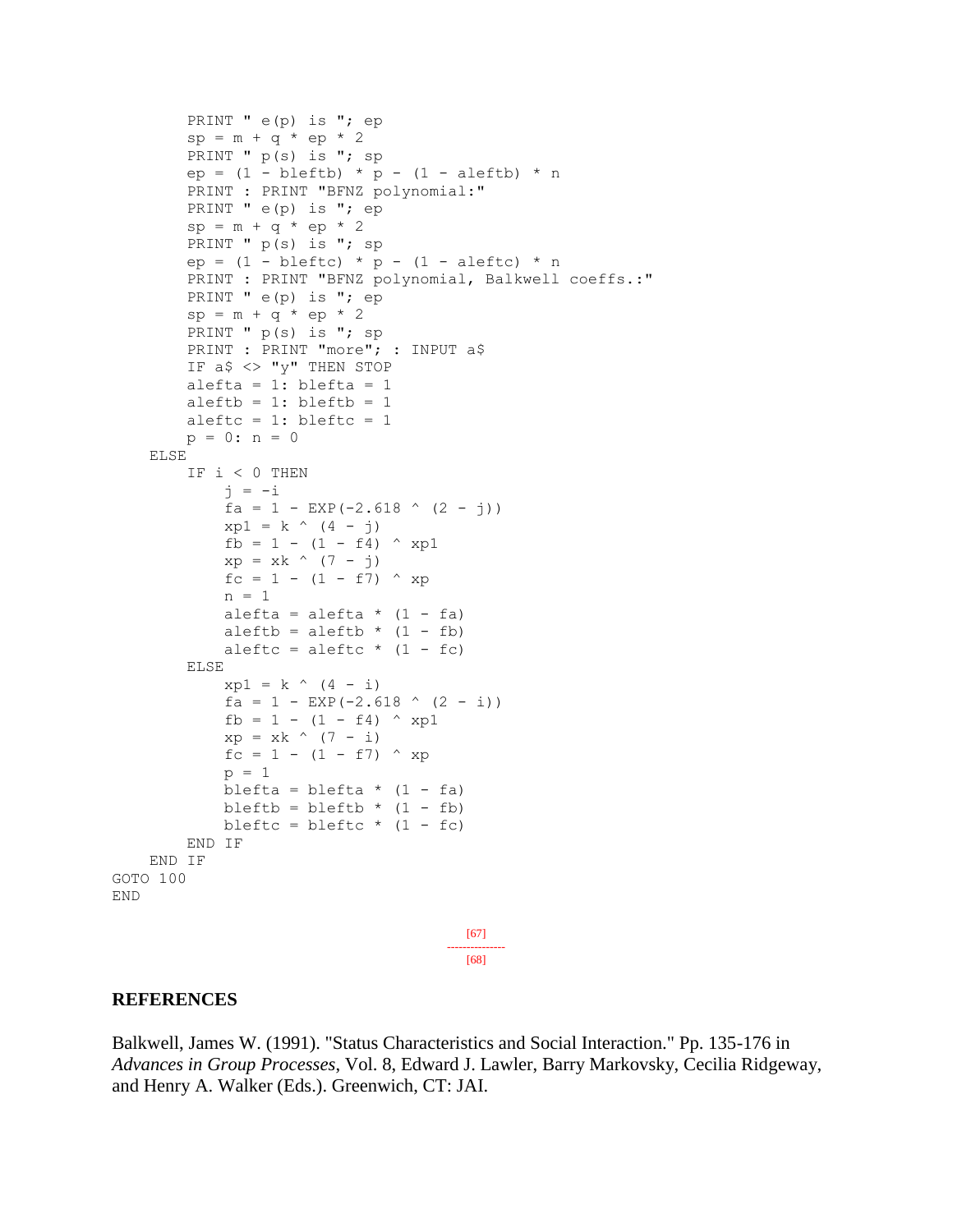```
        PRINT " e(p) is "; ep
        sp = m + q * ep * 2
        PRINT " p(s) is "; sp
        ep = (1 - bleftb) * p - (1 - aleftb) * n
        PRINT : PRINT "BFNZ polynomial:"
        PRINT " e(p) is "; ep
        sp = m + q * ep * 2
        PRINT " p(s) is "; sp
        ep = (1 - bleftc) * p - (1 - aleftc) * n
        PRINT : PRINT "BFNZ polynomial, Balkwell coeffs.:"
        PRINT " e(p) is "; ep
        sp = m + q * ep * 2
        PRINT " p(s) is "; sp
        PRINT : PRINT "more"; : INPUT a$
        IF a$ <> "y" THEN STOP
        alefta = 1: blefta = 1
        aleftb = 1: bleftb = 1
        aleftc = 1: bleftc = 1
        p = 0: n = 0
    ELSE
        IF i < 0 THEN
            j = -i
            fa = 1 - EXP(-2.618 ^ (2 - j))
            xp1 = k ^ (4 - j)
            fb = 1 - (1 - f4) ^ xp1
            xp = xk ^ (7 - j)
            fc = 1 - (1 - f7) ^ xp
            n = 1
            alefta = alefta * (1 - fa)
            aleftb = aleftb * (1 - fb)
            aleftc = aleftc * (1 - fc)
        ELSE
            xp1 = k ^ (4 - i)
            fa = 1 - EXP(-2.618 ^ (2 - i))
            fb = 1 - (1 - f4) ^ xp1
            xp = xk ^ (7 - i)
            fc = 1 - (1 - f7) ^ xp
            p = 1
            blefta = blefta * (1 - fa)
            bleftb = bleftb * (1 - fb)
            bleftc = bleftc * (1 - fc)
        END IF
    END IF
GOTO 100
END
```

## REFERENCES

Balkwell, James W. (1991). "Status Characteristics and Social Interaction." Pp. 135-176 in *Advances in Group Processes*, Vol. 8, Edward J. Lawler, Barry Markovsky, Cecilia Ridgeway, and Henry A. Walker (Eds.). Greenwich, CT: JAI.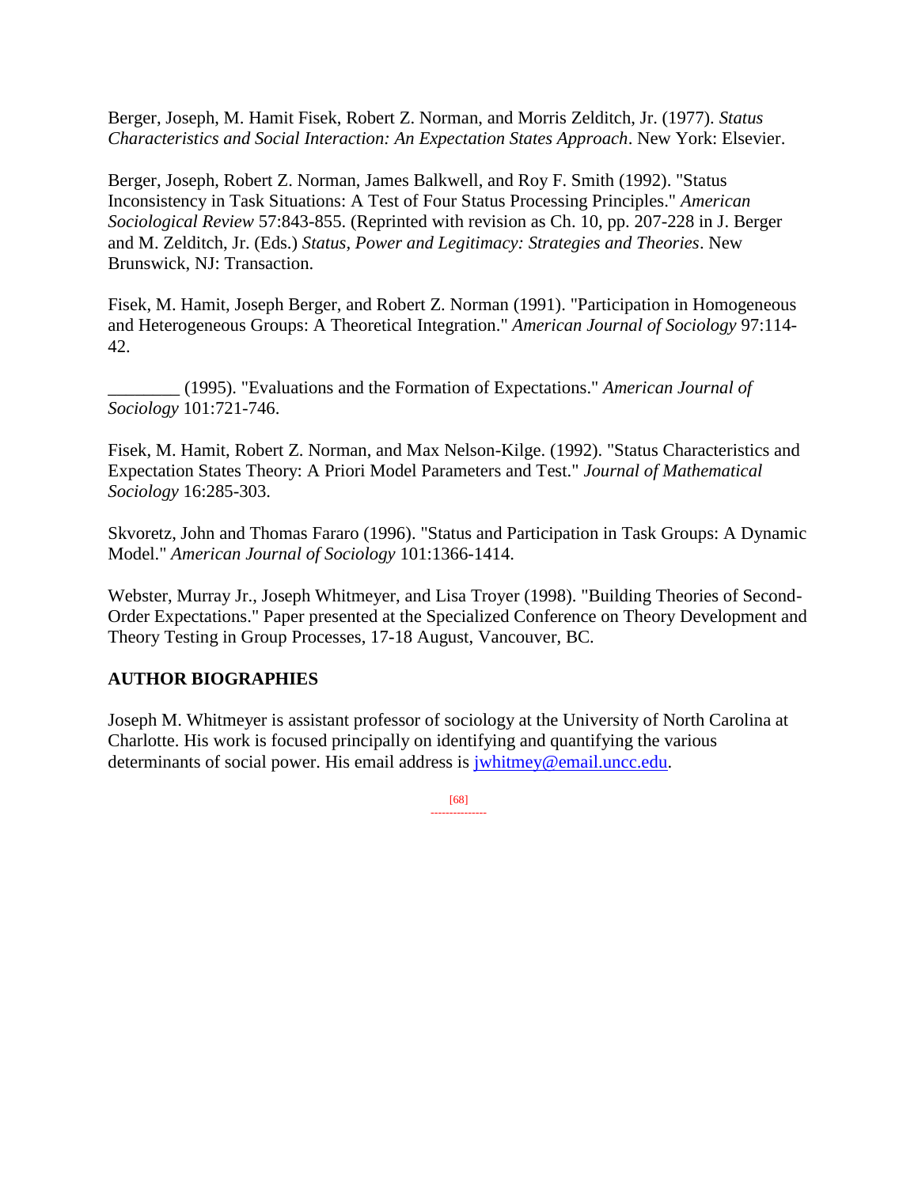Berger, Joseph, M. Hamit Fisek, Robert Z. Norman, and Morris Zelditch, Jr. (1977). *Status Characteristics and Social Interaction: An Expectation States Approach*. New York: Elsevier.

Berger, Joseph, Robert Z. Norman, James Balkwell, and Roy F. Smith (1992). "Status Inconsistency in Task Situations: A Test of Four Status Processing Principles." *American Sociological Review* 57:843-855. (Reprinted with revision as Ch. 10, pp. 207-228 in J. Berger and M. Zelditch, Jr. (Eds.) *Status, Power and Legitimacy: Strategies and Theories*. New Brunswick, NJ: Transaction.

Fisek, M. Hamit, Joseph Berger, and Robert Z. Norman (1991). "Participation in Homogeneous and Heterogeneous Groups: A Theoretical Integration." *American Journal of Sociology* 97:114-42.

________ (1995). "Evaluations and the Formation of Expectations." *American Journal of Sociology* 101:721-746.

Fisek, M. Hamit, Robert Z. Norman, and Max Nelson-Kilge. (1992). "Status Characteristics and Expectation States Theory: A Priori Model Parameters and Test." *Journal of Mathematical Sociology* 16:285-303.

Skvoretz, John and Thomas Fararo (1996). "Status and Participation in Task Groups: A Dynamic Model." *American Journal of Sociology* 101:1366-1414.

Webster, Murray Jr., Joseph Whitmeyer, and Lisa Troyer (1998). "Building Theories of Second-Order Expectations." Paper presented at the Specialized Conference on Theory Development and Theory Testing in Group Processes, 17-18 August, Vancouver, BC.

## AUTHOR BIOGRAPHIES

Joseph M. Whitmeyer is assistant professor of sociology at the University of North Carolina at Charlotte. His work is focused principally on identifying and quantifying the various determinants of social power. His email address is jwhitmey@email.uncc.edu.